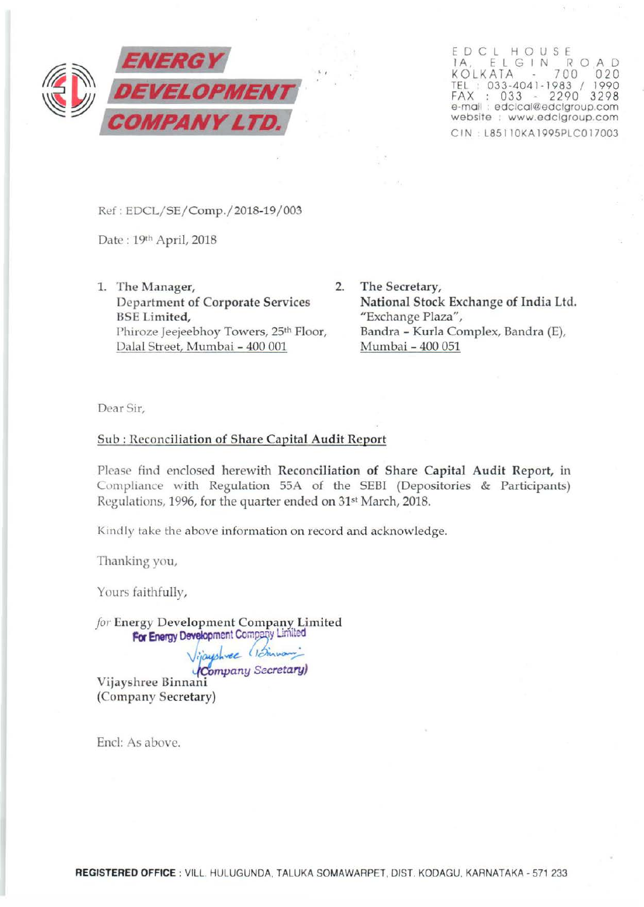**ENERGY DEVELOPMENT COMPANY LTD.**

EDCL HOUSE
1A, ELGIN ROAD
KOLKATA - 700 020
TEL : 033-4041-1983 / 1990
FAX : 033 - 2290 3298
e-mail : edclcal@edclgroup.com
website : www.edclgroup.com
CIN : L85110KA1995PLC017003

Ref : EDCL/SE/Comp./2018-19/003

Date : 19th April, 2018

1. The Manager,
   Department of Corporate Services
   **BSE Limited,**
   Phiroze Jeejeebhoy Towers, 25th Floor,
   Dalal Street, Mumbai - 400 001

2. The Secretary,
   **National Stock Exchange of India Ltd.**
   "Exchange Plaza",
   Bandra - Kurla Complex, Bandra (E),
   Mumbai - 400 051

Dear Sir,

Sub : Reconciliation of Share Capital Audit Report

Please find enclosed herewith **Reconciliation of Share Capital Audit Report,** in Compliance with Regulation 55A of the SEBI (Depositories & Participants) Regulations, 1996, for the quarter ended on 31st March, 2018.

Kindly take the above information on record and acknowledge.

Thanking you,

Yours faithfully,

*for* Energy Development Company Limited

For Energy Development Company Limited
(Company Secretary)

Vijayshree Binnani
(Company Secretary)

Encl: As above.

**REGISTERED OFFICE** : VILL. HULUGUNDA, TALUKA SOMAWARPET, DIST. KODAGU, KARNATAKA - 571 233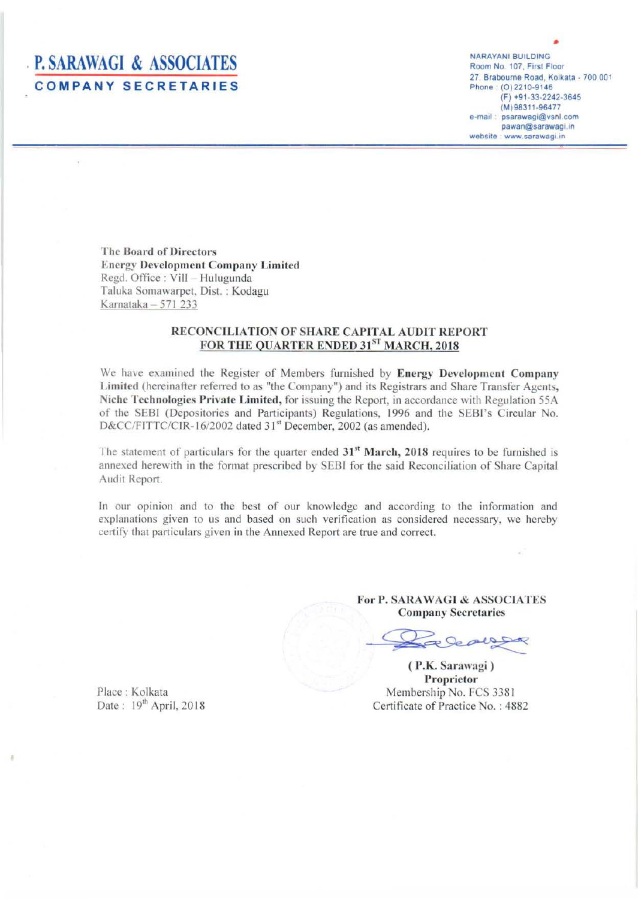# P. SARAWAGI & ASSOCIATES

**COMPANY SECRETARIES**

NARAYANI BUILDING
Room No. 107, First Floor
27, Brabourne Road, Kolkata - 700 001
Phone : (O) 2210-9146
(F) +91-33-2242-3645
(M) 98311-96477
e-mail : psarawagi@vsnl.com
pawan@sarawagi.in
website : www.sarawagi.in

**The Board of Directors**
**Energy Development Company Limited**
Regd. Office : Vill – Hulugunda
Taluka Somawarpet, Dist. : Kodagu
Karnataka – 571 233

## RECONCILIATION OF SHARE CAPITAL AUDIT REPORT FOR THE QUARTER ENDED 31ST MARCH, 2018

We have examined the Register of Members furnished by **Energy Development Company Limited** (hereinafter referred to as "the Company") and its Registrars and Share Transfer Agents, **Niche Technologies Private Limited,** for issuing the Report, in accordance with Regulation 55A of the SEBI (Depositories and Participants) Regulations, 1996 and the SEBI's Circular No. D&CC/FITTC/CIR-16/2002 dated 31st December, 2002 (as amended).

The statement of particulars for the quarter ended **31st March, 2018** requires to be furnished is annexed herewith in the format prescribed by SEBI for the said Reconciliation of Share Capital Audit Report.

In our opinion and to the best of our knowledge and according to the information and explanations given to us and based on such verification as considered necessary, we hereby certify that particulars given in the Annexed Report are true and correct.

**For P. SARAWAGI & ASSOCIATES**
**Company Secretaries**

**( P.K. Sarawagi )**
**Proprietor**
Membership No. FCS 3381
Certificate of Practice No. : 4882

Place : Kolkata
Date : 19th April, 2018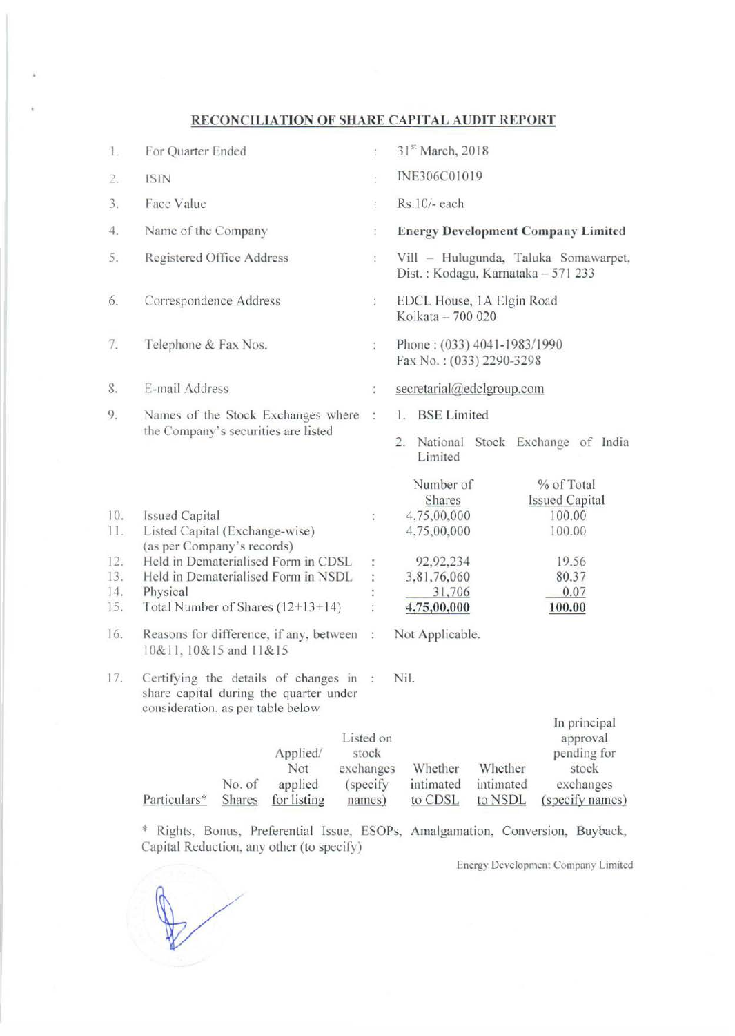# RECONCILIATION OF SHARE CAPITAL AUDIT REPORT

| | | | |
|---|---|---|---|
| 1. | For Quarter Ended | : | 31st March, 2018 |
| 2. | ISIN | : | INE306C01019 |
| 3. | Face Value | : | Rs.10/- each |
| 4. | Name of the Company | : | **Energy Development Company Limited** |
| 5. | Registered Office Address | : | Vill – Hulugunda, Taluka Somawarpet, Dist. : Kodagu, Karnataka – 571 233 |
| 6. | Correspondence Address | : | EDCL House, 1A Elgin Road Kolkata – 700 020 |
| 7. | Telephone & Fax Nos. | : | Phone : (033) 4041-1983/1990 Fax No. : (033) 2290-3298 |
| 8. | E-mail Address | : | secretarial@edclgroup.com |
| 9. | Names of the Stock Exchanges where the Company's securities are listed | : | 1. BSE Limited<br>2. National Stock Exchange of India Limited |

| | | | Number of Shares | % of Total Issued Capital |
|---|---|---|---|---|
| 10. | Issued Capital | : | 4,75,00,000 | 100.00 |
| 11. | Listed Capital (Exchange-wise) (as per Company's records) | | 4,75,00,000 | 100.00 |
| 12. | Held in Dematerialised Form in CDSL | : | 92,92,234 | 19.56 |
| 13. | Held in Dematerialised Form in NSDL | : | 3,81,76,060 | 80.37 |
| 14. | Physical | : | 31,706 | 0.07 |
| 15. | Total Number of Shares (12+13+14) | : | **4,75,00,000** | **100.00** |

| | | | |
|---|---|---|---|
| 16. | Reasons for difference, if any, between 10&11, 10&15 and 11&15 | : | Not Applicable. |
| 17. | Certifying the details of changes in share capital during the quarter under consideration, as per table below | : | Nil. |

| Particulars* | No. of Shares | Applied/ Not applied for listing | Listed on stock exchanges (specify names) | Whether intimated to CDSL | Whether intimated to NSDL | In principal approval pending for stock exchanges (specify names) |
|---|---|---|---|---|---|---|

\* Rights, Bonus, Preferential Issue, ESOPs, Amalgamation, Conversion, Buyback, Capital Reduction, any other (to specify)

Energy Development Company Limited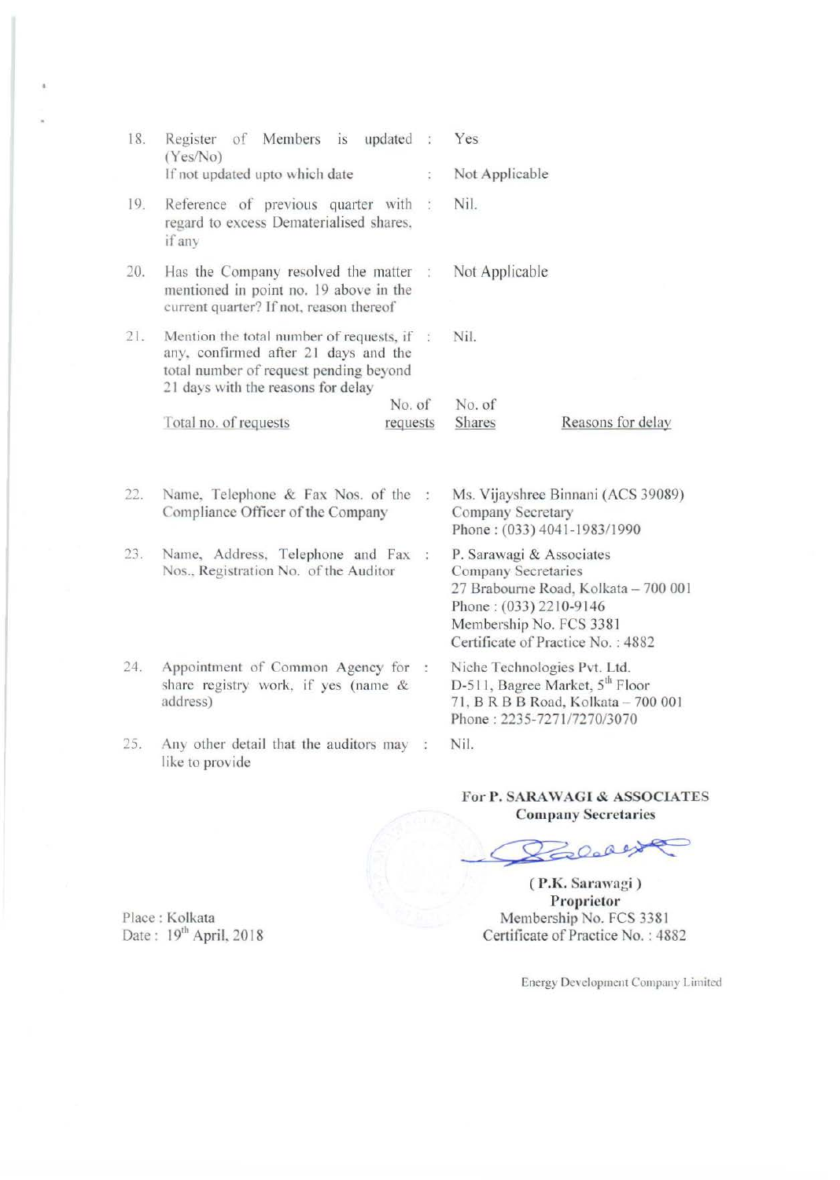| | | | |
|---|---|---|---|
| 18. | Register of Members is updated (Yes/No) | : | Yes |
| | If not updated upto which date | : | Not Applicable |
| 19. | Reference of previous quarter with regard to excess Dematerialised shares, if any | : | Nil. |
| 20. | Has the Company resolved the matter mentioned in point no. 19 above in the current quarter? If not, reason thereof | : | Not Applicable |
| 21. | Mention the total number of requests, if any, confirmed after 21 days and the total number of request pending beyond 21 days with the reasons for delay | : | Nil. |

| Total no. of requests | No. of requests | No. of Shares | Reasons for delay |
|---|---|---|---|

| | | | |
|---|---|---|---|
| 22. | Name, Telephone & Fax Nos. of the Compliance Officer of the Company | : | Ms. Vijayshree Binnani (ACS 39089)<br>Company Secretary<br>Phone : (033) 4041-1983/1990 |
| 23. | Name, Address, Telephone and Fax Nos., Registration No. of the Auditor | : | P. Sarawagi & Associates<br>Company Secretaries<br>27 Brabourne Road, Kolkata – 700 001<br>Phone : (033) 2210-9146<br>Membership No. FCS 3381<br>Certificate of Practice No. : 4882 |
| 24. | Appointment of Common Agency for share registry work, if yes (name & address) | : | Niche Technologies Pvt. Ltd.<br>D-511, Bagree Market, 5th Floor<br>71, B R B B Road, Kolkata – 700 001<br>Phone : 2235-7271/7270/3070 |
| 25. | Any other detail that the auditors may like to provide | : | Nil. |

**For P. SARAWAGI & ASSOCIATES**
**Company Secretaries**

**( P.K. Sarawagi )**
**Proprietor**
Membership No. FCS 3381
Certificate of Practice No. : 4882

Place : Kolkata
Date : 19th April, 2018